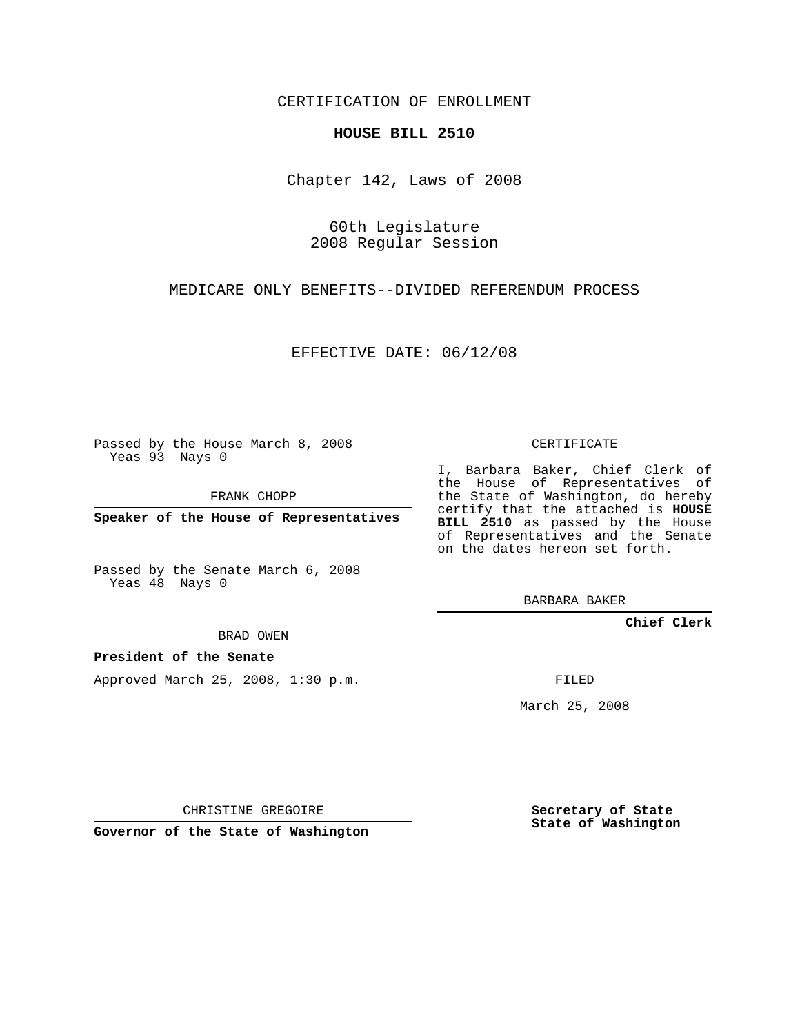CERTIFICATION OF ENROLLMENT

**HOUSE BILL 2510**

Chapter 142, Laws of 2008

60th Legislature
2008 Regular Session

MEDICARE ONLY BENEFITS--DIVIDED REFERENDUM PROCESS

EFFECTIVE DATE: 06/12/08

Passed by the House March 8, 2008
Yeas 93 Nays 0

FRANK CHOPP

**Speaker of the House of Representatives**

Passed by the Senate March 6, 2008
Yeas 48 Nays 0

BRAD OWEN

**President of the Senate**

Approved March 25, 2008, 1:30 p.m.

CHRISTINE GREGOIRE

**Governor of the State of Washington**

CERTIFICATE

I, Barbara Baker, Chief Clerk of the House of Representatives of the State of Washington, do hereby certify that the attached is **HOUSE BILL 2510** as passed by the House of Representatives and the Senate on the dates hereon set forth.

BARBARA BAKER

**Chief Clerk**

FILED

March 25, 2008

**Secretary of State**
**State of Washington**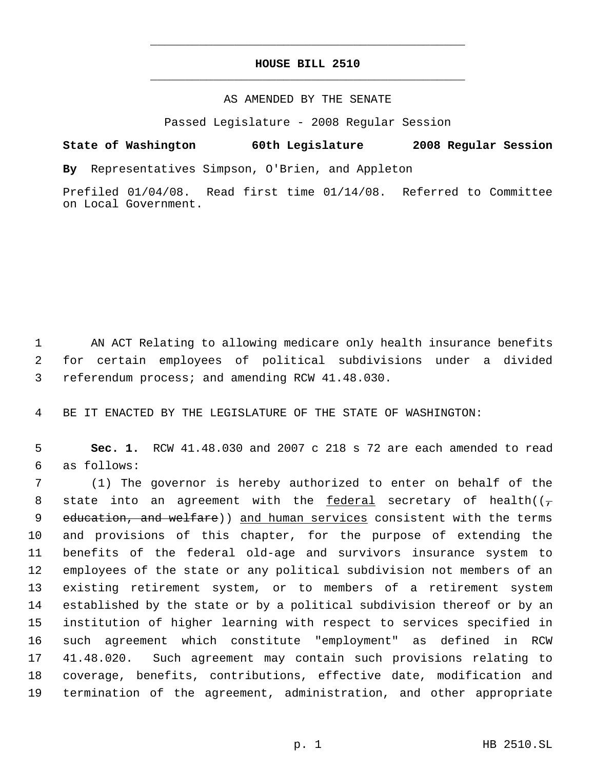# HOUSE BILL 2510

AS AMENDED BY THE SENATE

Passed Legislature - 2008 Regular Session

**State of Washington 60th Legislature 2008 Regular Session**

**By** Representatives Simpson, O'Brien, and Appleton

Prefiled 01/04/08. Read first time 01/14/08. Referred to Committee on Local Government.

AN ACT Relating to allowing medicare only health insurance benefits for certain employees of political subdivisions under a divided referendum process; and amending RCW 41.48.030.

BE IT ENACTED BY THE LEGISLATURE OF THE STATE OF WASHINGTON:

**Sec. 1.** RCW 41.48.030 and 2007 c 218 s 72 are each amended to read as follows:

(1) The governor is hereby authorized to enter on behalf of the state into an agreement with the <u>federal</u> secretary of health((~~, education, and welfare~~)) <u>and human services</u> consistent with the terms and provisions of this chapter, for the purpose of extending the benefits of the federal old-age and survivors insurance system to employees of the state or any political subdivision not members of an existing retirement system, or to members of a retirement system established by the state or by a political subdivision thereof or by an institution of higher learning with respect to services specified in such agreement which constitute "employment" as defined in RCW 41.48.020. Such agreement may contain such provisions relating to coverage, benefits, contributions, effective date, modification and termination of the agreement, administration, and other appropriate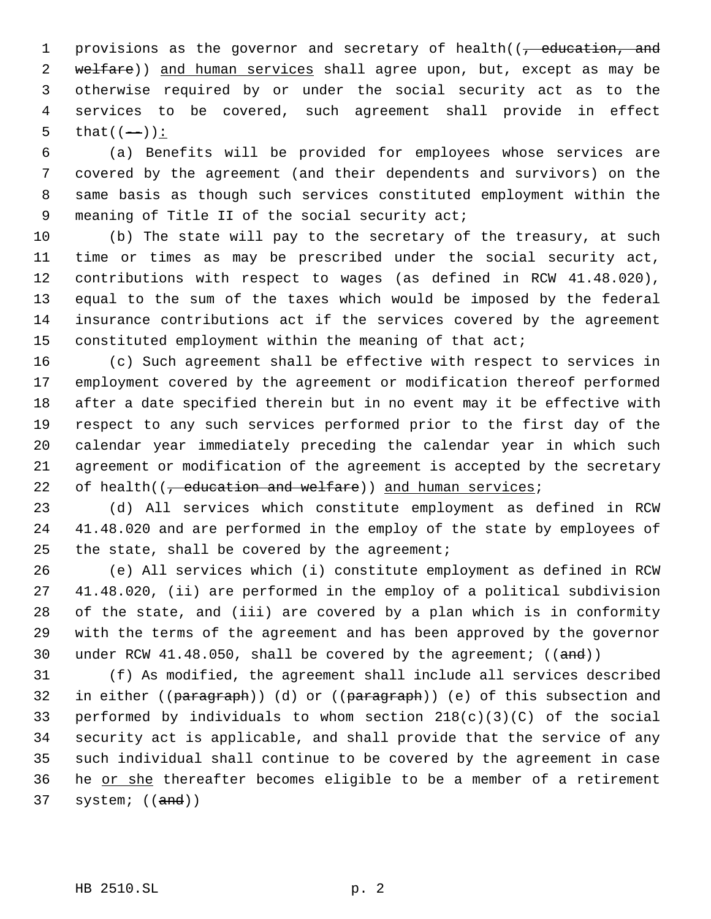provisions as the governor and secretary of health((~~, education, and welfare~~)) <u>and human services</u> shall agree upon, but, except as may be otherwise required by or under the social security act as to the services to be covered, such agreement shall provide in effect that((~~--~~))<u>:</u>

(a) Benefits will be provided for employees whose services are covered by the agreement (and their dependents and survivors) on the same basis as though such services constituted employment within the meaning of Title II of the social security act;

(b) The state will pay to the secretary of the treasury, at such time or times as may be prescribed under the social security act, contributions with respect to wages (as defined in RCW 41.48.020), equal to the sum of the taxes which would be imposed by the federal insurance contributions act if the services covered by the agreement constituted employment within the meaning of that act;

(c) Such agreement shall be effective with respect to services in employment covered by the agreement or modification thereof performed after a date specified therein but in no event may it be effective with respect to any such services performed prior to the first day of the calendar year immediately preceding the calendar year in which such agreement or modification of the agreement is accepted by the secretary of health((~~, education and welfare~~)) <u>and human services</u>;

(d) All services which constitute employment as defined in RCW 41.48.020 and are performed in the employ of the state by employees of the state, shall be covered by the agreement;

(e) All services which (i) constitute employment as defined in RCW 41.48.020, (ii) are performed in the employ of a political subdivision of the state, and (iii) are covered by a plan which is in conformity with the terms of the agreement and has been approved by the governor under RCW 41.48.050, shall be covered by the agreement; ((~~and~~))

(f) As modified, the agreement shall include all services described in either ((~~paragraph~~)) (d) or ((~~paragraph~~)) (e) of this subsection and performed by individuals to whom section 218(c)(3)(C) of the social security act is applicable, and shall provide that the service of any such individual shall continue to be covered by the agreement in case he <u>or she</u> thereafter becomes eligible to be a member of a retirement system; ((~~and~~))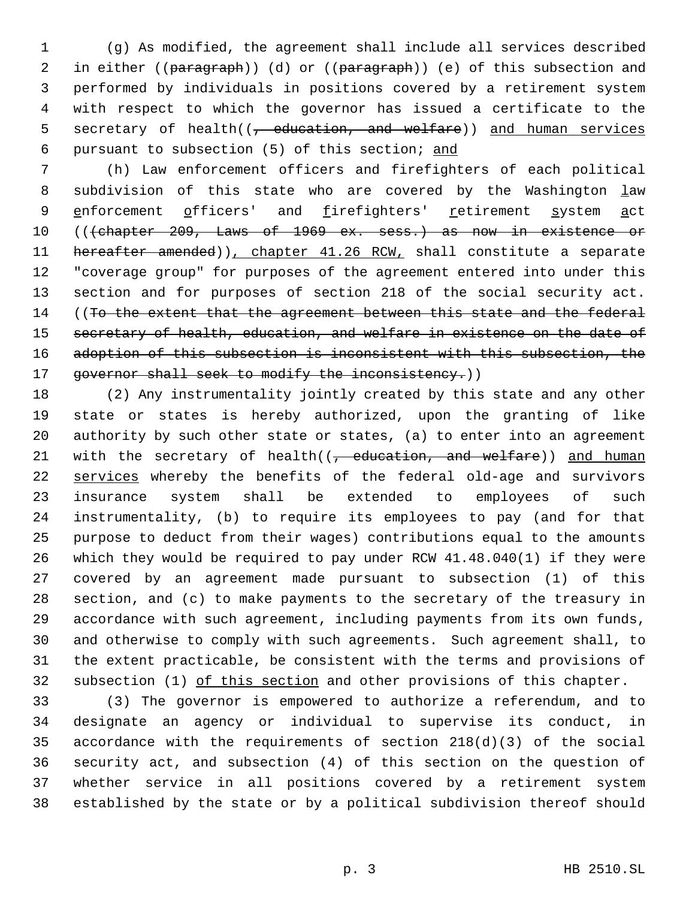(g) As modified, the agreement shall include all services described in either ((~~paragraph~~)) (d) or ((~~paragraph~~)) (e) of this subsection and performed by individuals in positions covered by a retirement system with respect to which the governor has issued a certificate to the secretary of health((~~, education, and welfare~~)) and human services pursuant to subsection (5) of this section; and

(h) Law enforcement officers and firefighters of each political subdivision of this state who are covered by the Washington law enforcement officers' and firefighters' retirement system act ((~~(chapter 209, Laws of 1969 ex. sess.) as now in existence or hereafter amended~~)), chapter 41.26 RCW, shall constitute a separate "coverage group" for purposes of the agreement entered into under this section and for purposes of section 218 of the social security act. ((~~To the extent that the agreement between this state and the federal secretary of health, education, and welfare in existence on the date of adoption of this subsection is inconsistent with this subsection, the governor shall seek to modify the inconsistency.~~))

(2) Any instrumentality jointly created by this state and any other state or states is hereby authorized, upon the granting of like authority by such other state or states, (a) to enter into an agreement with the secretary of health((~~, education, and welfare~~)) and human services whereby the benefits of the federal old-age and survivors insurance system shall be extended to employees of such instrumentality, (b) to require its employees to pay (and for that purpose to deduct from their wages) contributions equal to the amounts which they would be required to pay under RCW 41.48.040(1) if they were covered by an agreement made pursuant to subsection (1) of this section, and (c) to make payments to the secretary of the treasury in accordance with such agreement, including payments from its own funds, and otherwise to comply with such agreements. Such agreement shall, to the extent practicable, be consistent with the terms and provisions of subsection (1) of this section and other provisions of this chapter.

(3) The governor is empowered to authorize a referendum, and to designate an agency or individual to supervise its conduct, in accordance with the requirements of section 218(d)(3) of the social security act, and subsection (4) of this section on the question of whether service in all positions covered by a retirement system established by the state or by a political subdivision thereof should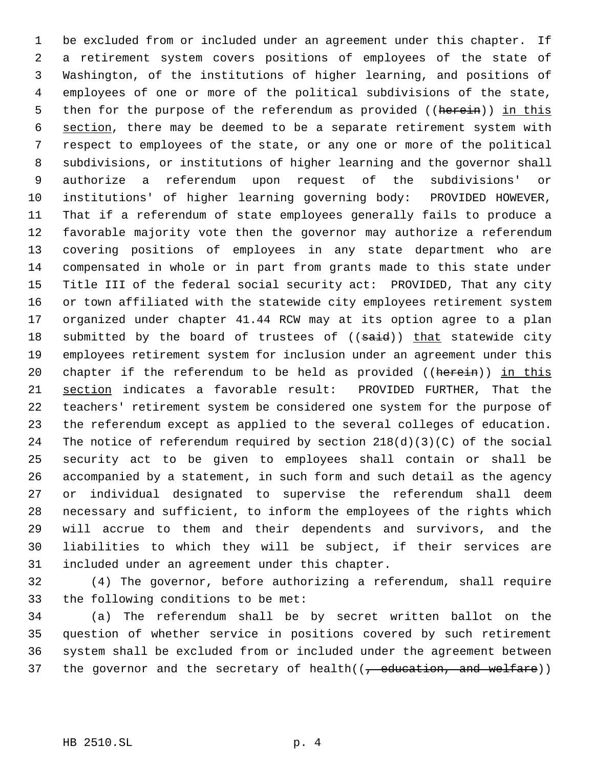be excluded from or included under an agreement under this chapter. If a retirement system covers positions of employees of the state of Washington, of the institutions of higher learning, and positions of employees of one or more of the political subdivisions of the state, then for the purpose of the referendum as provided ((~~herein~~)) in this section, there may be deemed to be a separate retirement system with respect to employees of the state, or any one or more of the political subdivisions, or institutions of higher learning and the governor shall authorize a referendum upon request of the subdivisions' or institutions' of higher learning governing body: PROVIDED HOWEVER, That if a referendum of state employees generally fails to produce a favorable majority vote then the governor may authorize a referendum covering positions of employees in any state department who are compensated in whole or in part from grants made to this state under Title III of the federal social security act: PROVIDED, That any city or town affiliated with the statewide city employees retirement system organized under chapter 41.44 RCW may at its option agree to a plan submitted by the board of trustees of ((~~said~~)) that statewide city employees retirement system for inclusion under an agreement under this chapter if the referendum to be held as provided ((~~herein~~)) in this section indicates a favorable result: PROVIDED FURTHER, That the teachers' retirement system be considered one system for the purpose of the referendum except as applied to the several colleges of education. The notice of referendum required by section 218(d)(3)(C) of the social security act to be given to employees shall contain or shall be accompanied by a statement, in such form and such detail as the agency or individual designated to supervise the referendum shall deem necessary and sufficient, to inform the employees of the rights which will accrue to them and their dependents and survivors, and the liabilities to which they will be subject, if their services are included under an agreement under this chapter.

(4) The governor, before authorizing a referendum, shall require the following conditions to be met:

(a) The referendum shall be by secret written ballot on the question of whether service in positions covered by such retirement system shall be excluded from or included under the agreement between the governor and the secretary of health((~~, education, and welfare~~))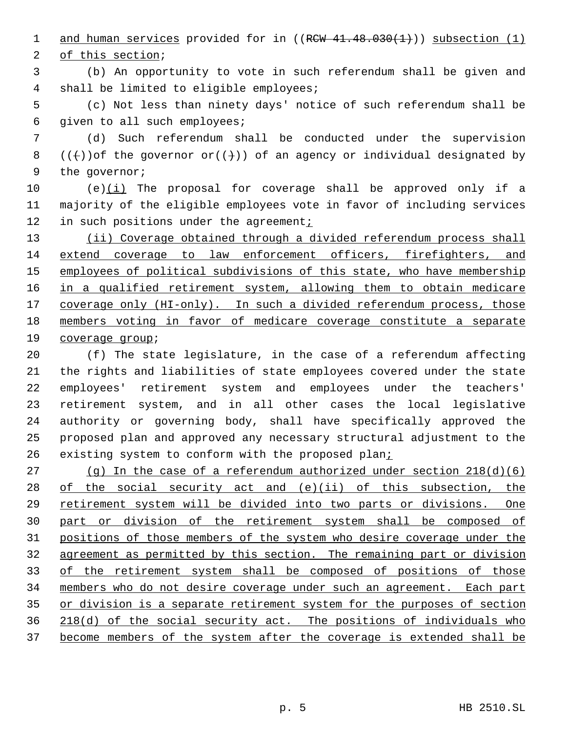and human services provided for in ((~~RCW 41.48.030(1)~~)) subsection (1) of this section;

(b) An opportunity to vote in such referendum shall be given and shall be limited to eligible employees;

(c) Not less than ninety days' notice of such referendum shall be given to all such employees;

(d) Such referendum shall be conducted under the supervision ((~~(~~))of the governor or((~~)~~)) of an agency or individual designated by the governor;

(e)(i) The proposal for coverage shall be approved only if a majority of the eligible employees vote in favor of including services in such positions under the agreement;

(ii) Coverage obtained through a divided referendum process shall extend coverage to law enforcement officers, firefighters, and employees of political subdivisions of this state, who have membership in a qualified retirement system, allowing them to obtain medicare coverage only (HI-only). In such a divided referendum process, those members voting in favor of medicare coverage constitute a separate coverage group;

(f) The state legislature, in the case of a referendum affecting the rights and liabilities of state employees covered under the state employees' retirement system and employees under the teachers' retirement system, and in all other cases the local legislative authority or governing body, shall have specifically approved the proposed plan and approved any necessary structural adjustment to the existing system to conform with the proposed plan;

(g) In the case of a referendum authorized under section 218(d)(6) of the social security act and (e)(ii) of this subsection, the retirement system will be divided into two parts or divisions. One part or division of the retirement system shall be composed of positions of those members of the system who desire coverage under the agreement as permitted by this section. The remaining part or division of the retirement system shall be composed of positions of those members who do not desire coverage under such an agreement. Each part or division is a separate retirement system for the purposes of section 218(d) of the social security act. The positions of individuals who become members of the system after the coverage is extended shall be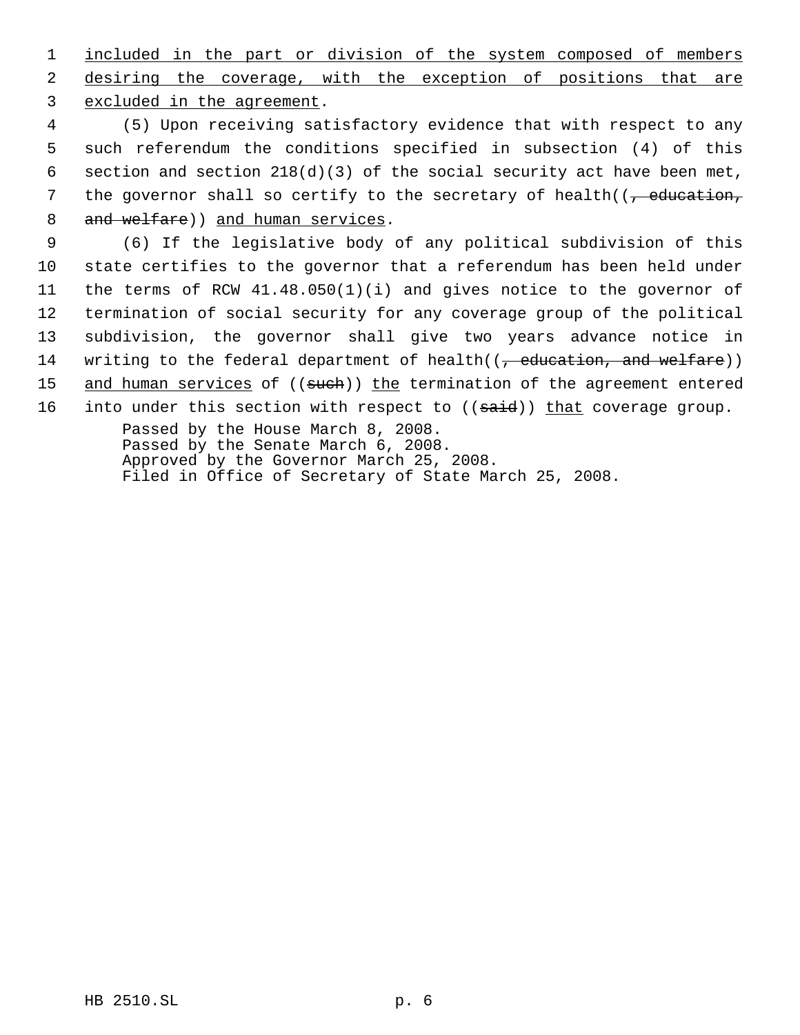included in the part or division of the system composed of members desiring the coverage, with the exception of positions that are excluded in the agreement.

(5) Upon receiving satisfactory evidence that with respect to any such referendum the conditions specified in subsection (4) of this section and section 218(d)(3) of the social security act have been met, the governor shall so certify to the secretary of health((~~, education, and welfare~~)) and human services.

(6) If the legislative body of any political subdivision of this state certifies to the governor that a referendum has been held under the terms of RCW 41.48.050(1)(i) and gives notice to the governor of termination of social security for any coverage group of the political subdivision, the governor shall give two years advance notice in writing to the federal department of health((~~, education, and welfare~~)) and human services of ((~~such~~)) the termination of the agreement entered into under this section with respect to ((~~said~~)) that coverage group.

Passed by the House March 8, 2008.
Passed by the Senate March 6, 2008.
Approved by the Governor March 25, 2008.
Filed in Office of Secretary of State March 25, 2008.